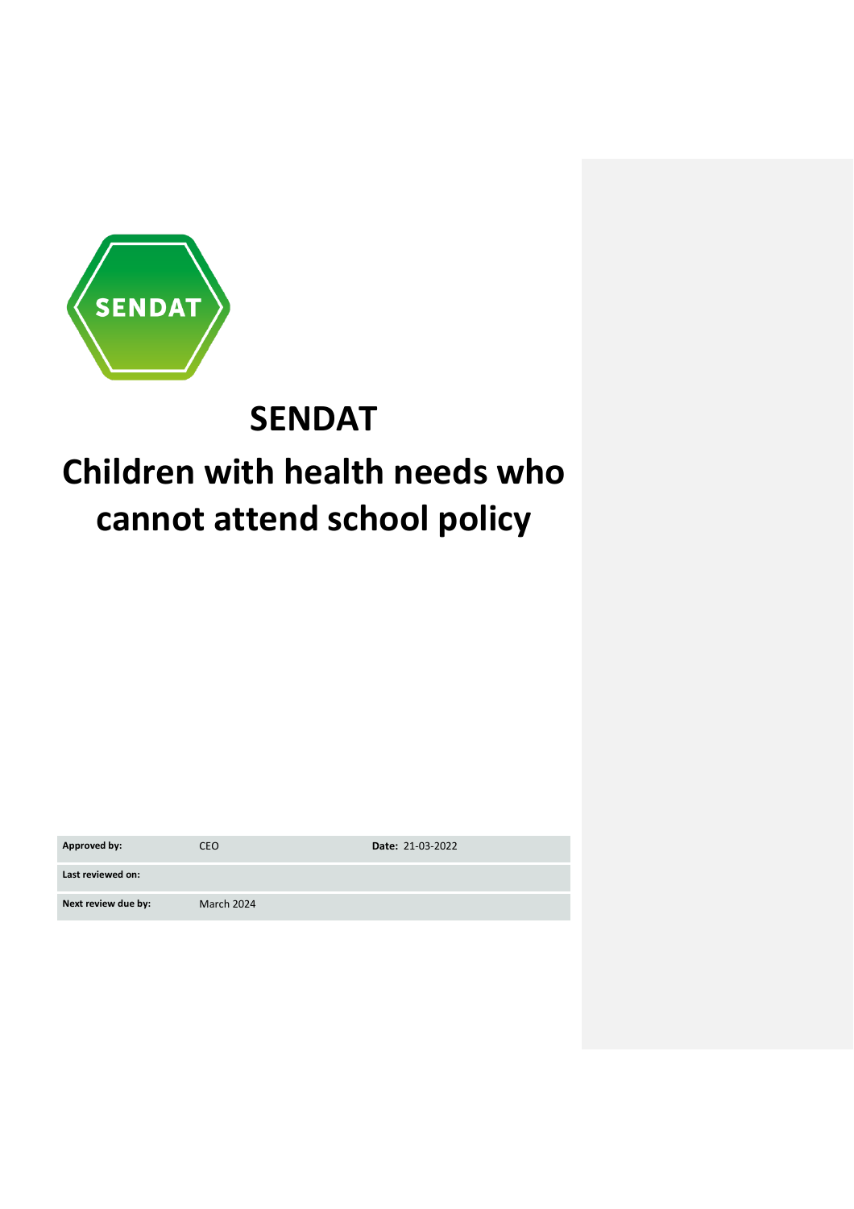# SENDAT

# Children with health needs who cannot attend school policy

| Approved by: | CEO | Date: 21-03-2022 |
|---|---|---|
| Last reviewed on: | | |
| Next review due by: | March 2024 | |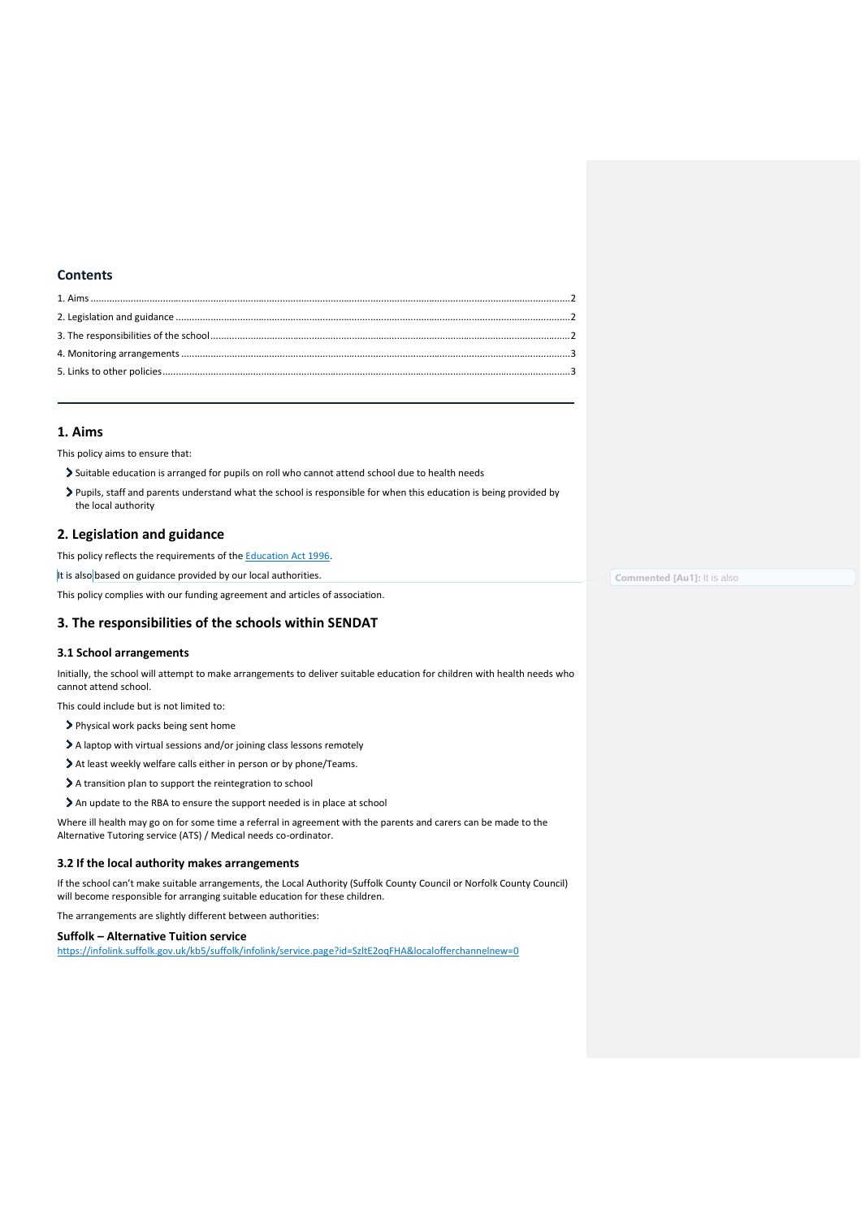## Contents

1. Aims .......... 2
2. Legislation and guidance .......... 2
3. The responsibilities of the school .......... 2
4. Monitoring arrangements .......... 3
5. Links to other policies .......... 3

---

## 1. Aims

This policy aims to ensure that:

- Suitable education is arranged for pupils on roll who cannot attend school due to health needs
- Pupils, staff and parents understand what the school is responsible for when this education is being provided by the local authority

## 2. Legislation and guidance

This policy reflects the requirements of the [Education Act 1996](#).

It is also based on guidance provided by our local authorities.

This policy complies with our funding agreement and articles of association.

## 3. The responsibilities of the schools within SENDAT

### 3.1 School arrangements

Initially, the school will attempt to make arrangements to deliver suitable education for children with health needs who cannot attend school.

This could include but is not limited to:

- Physical work packs being sent home
- A laptop with virtual sessions and/or joining class lessons remotely
- At least weekly welfare calls either in person or by phone/Teams.
- A transition plan to support the reintegration to school
- An update to the RBA to ensure the support needed is in place at school

Where ill health may go on for some time a referral in agreement with the parents and carers can be made to the Alternative Tutoring service (ATS) / Medical needs co-ordinator.

### 3.2 If the local authority makes arrangements

If the school can't make suitable arrangements, the Local Authority (Suffolk County Council or Norfolk County Council) will become responsible for arranging suitable education for these children.

The arrangements are slightly different between authorities:

**Suffolk – Alternative Tuition service**
https://infolink.suffolk.gov.uk/kb5/suffolk/infolink/service.page?id=SzltE2oqFHA&localofferchannelnew=0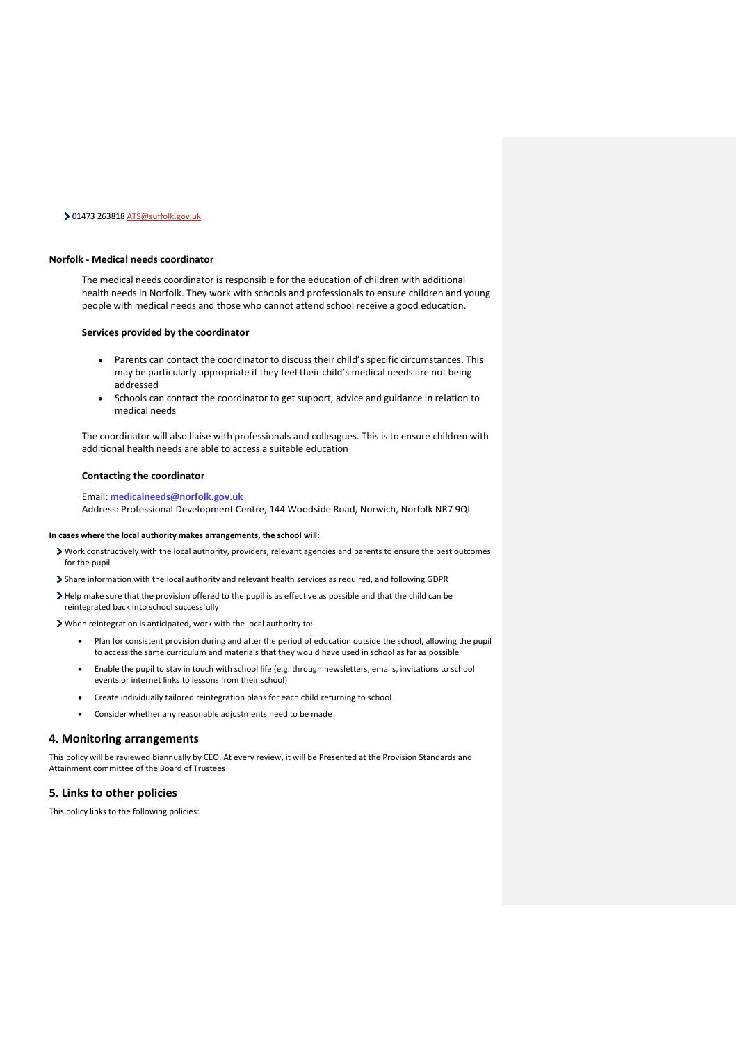- 01473 263818 ATS@suffolk.gov.uk

**Norfolk - Medical needs coordinator**

The medical needs coordinator is responsible for the education of children with additional health needs in Norfolk. They work with schools and professionals to ensure children and young people with medical needs and those who cannot attend school receive a good education.

**Services provided by the coordinator**

- Parents can contact the coordinator to discuss their child's specific circumstances. This may be particularly appropriate if they feel their child's medical needs are not being addressed
- Schools can contact the coordinator to get support, advice and guidance in relation to medical needs

The coordinator will also liaise with professionals and colleagues. This is to ensure children with additional health needs are able to access a suitable education

**Contacting the coordinator**

Email: **medicalneeds@norfolk.gov.uk**
Address: Professional Development Centre, 144 Woodside Road, Norwich, Norfolk NR7 9QL

**In cases where the local authority makes arrangements, the school will:**

- Work constructively with the local authority, providers, relevant agencies and parents to ensure the best outcomes for the pupil
- Share information with the local authority and relevant health services as required, and following GDPR
- Help make sure that the provision offered to the pupil is as effective as possible and that the child can be reintegrated back into school successfully
- When reintegration is anticipated, work with the local authority to:
  - Plan for consistent provision during and after the period of education outside the school, allowing the pupil to access the same curriculum and materials that they would have used in school as far as possible
  - Enable the pupil to stay in touch with school life (e.g. through newsletters, emails, invitations to school events or internet links to lessons from their school)
  - Create individually tailored reintegration plans for each child returning to school
  - Consider whether any reasonable adjustments need to be made

## 4. Monitoring arrangements

This policy will be reviewed biannually by CEO. At every review, it will be Presented at the Provision Standards and Attainment committee of the Board of Trustees

## 5. Links to other policies

This policy links to the following policies: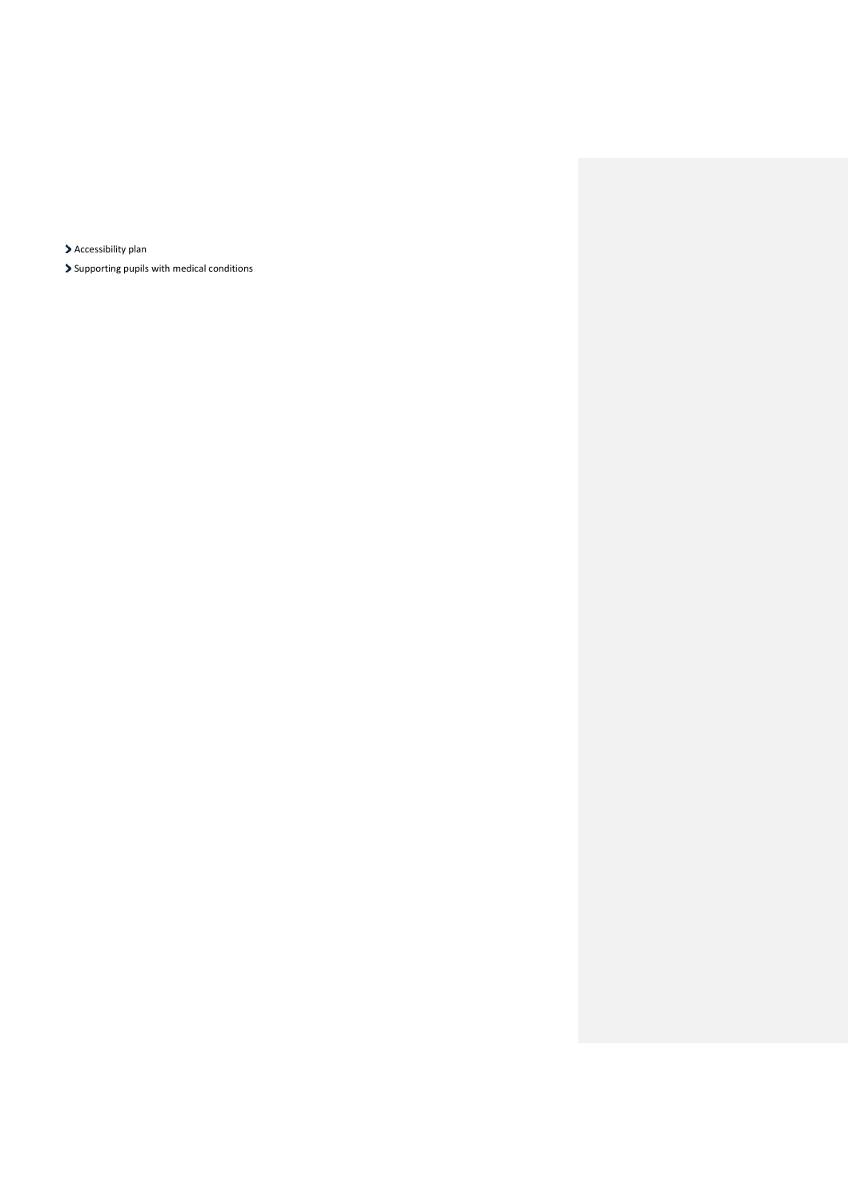- Accessibility plan
- Supporting pupils with medical conditions